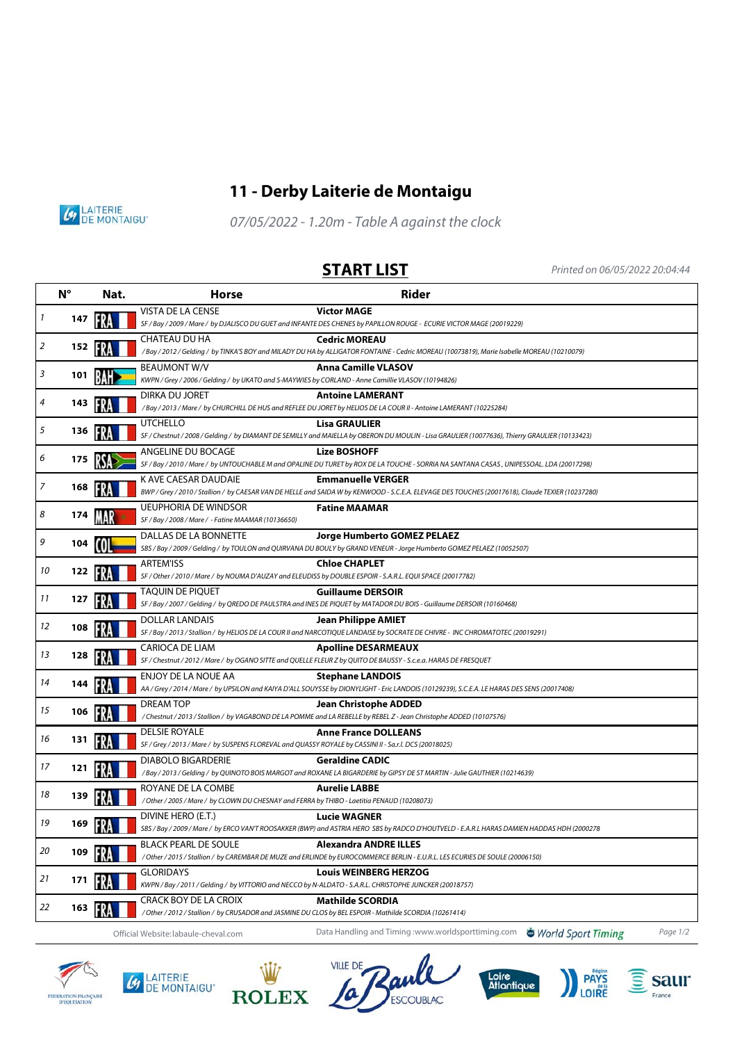# 11 - Derby Laiterie de Montaigu

*07/05/2022 - 1.20m - Table A against the clock*

## START LIST

*Printed on 06/05/2022 20:04:44*

| | N° | Nat. | Horse | Rider |
|---|---|---|---|---|
| 1 | 147 | FRA | VISTA DE LA CENSE | **Victor MAGE** |
| | | | *SF / Bay / 2009 / Mare / by DJALISCO DU GUET and INFANTE DES CHENES by PAPILLON ROUGE - ECURIE VICTOR MAGE (20019229)* | |
| 2 | 152 | FRA | CHATEAU DU HA | **Cedric MOREAU** |
| | | | */ Bay / 2012 / Gelding / by TINKA'S BOY and MILADY DU HA by ALLIGATOR FONTAINE - Cedric MOREAU (10073819), Marie Isabelle MOREAU (10210079)* | |
| 3 | 101 | BAH | BEAUMONT W/V | **Anna Camille VLASOV** |
| | | | *KWPN / Grey / 2006 / Gelding / by UKATO and S-MAYWIES by CORLAND - Anne Camillie VLASOV (10194826)* | |
| 4 | 143 | FRA | DIRKA DU JORET | **Antoine LAMERANT** |
| | | | */ Bay / 2013 / Mare / by CHURCHILL DE HUS and REFLEE DU JORET by HELIOS DE LA COUR II - Antoine LAMERANT (10225284)* | |
| 5 | 136 | FRA | UTCHELLO | **Lisa GRAULIER** |
| | | | *SF / Chestnut / 2008 / Gelding / by DIAMANT DE SEMILLY and MAIELLA by OBERON DU MOULIN - Lisa GRAULIER (10077636), Thierry GRAULIER (10133423)* | |
| 6 | 175 | RSA | ANGELINE DU BOCAGE | **Lize BOSHOFF** |
| | | | *SF / Bay / 2010 / Mare / by UNTOUCHABLE M and OPALINE DU TURET by ROX DE LA TOUCHE - SORRIA NA SANTANA CASAS , UNIPESSOAL. LDA (20017298)* | |
| 7 | 168 | FRA | K AVE CAESAR DAUDAIE | **Emmanuelle VERGER** |
| | | | *BWP / Grey / 2010 / Stallion / by CAESAR VAN DE HELLE and SAIDA W by KENWOOD - S.C.E.A. ELEVAGE DES TOUCHES (20017618), Claude TEXIER (10237280)* | |
| 8 | 174 | MAR | UEUPHORIA DE WINDSOR | **Fatine MAAMAR** |
| | | | *SF / Bay / 2008 / Mare / - Fatine MAAMAR (10136650)* | |
| 9 | 104 | COL | DALLAS DE LA BONNETTE | **Jorge Humberto GOMEZ PELAEZ** |
| | | | *SBS / Bay / 2009 / Gelding / by TOULON and QUIRVANA DU BOULY by GRAND VENEUR - Jorge Humberto GOMEZ PELAEZ (10052507)* | |
| 10 | 122 | FRA | ARTEM'ISS | **Chloe CHAPLET** |
| | | | *SF / Other / 2010 / Mare / by NOUMA D'AUZAY and ELEUDISS by DOUBLE ESPOIR - S.A.R.L. EQUI SPACE (20017782)* | |
| 11 | 127 | FRA | TAQUIN DE PIQUET | **Guillaume DERSOIR** |
| | | | *SF / Bay / 2007 / Gelding / by QREDO DE PAULSTRA and INES DE PIQUET by MATADOR DU BOIS - Guillaume DERSOIR (10160468)* | |
| 12 | 108 | FRA | DOLLAR LANDAIS | **Jean Philippe AMIET** |
| | | | *SF / Bay / 2013 / Stallion / by HELIOS DE LA COUR II and NARCOTIQUE LANDAISE by SOCRATE DE CHIVRE - INC CHROMATOTEC (20019291)* | |
| 13 | 128 | FRA | CARIOCA DE LIAM | **Apolline DESARMEAUX** |
| | | | *SF / Chestnut / 2012 / Mare / by OGANO SITTE and QUELLE FLEUR Z by QUITO DE BAUSSY - S.c.e.a. HARAS DE FRESQUET* | |
| 14 | 144 | FRA | ENJOY DE LA NOUE AA | **Stephane LANDOIS** |
| | | | *AA / Grey / 2014 / Mare / by UPSILON and KAIYA D'ALL SOUYSSE by DIONYLIGHT - Eric LANDOIS (10129239), S.C.E.A. LE HARAS DES SENS (20017408)* | |
| 15 | 106 | FRA | DREAM TOP | **Jean Christophe ADDED** |
| | | | */ Chestnut / 2013 / Stallion / by VAGABOND DE LA POMME and LA REBELLE by REBEL Z - Jean Christophe ADDED (10107576)* | |
| 16 | 131 | FRA | DELSIE ROYALE | **Anne France DOLLEANS** |
| | | | *SF / Grey / 2013 / Mare / by SUSPENS FLOREVAL and QUASSY ROYALE by CASSINI II - Sa.r.l. DCS (20018025)* | |
| 17 | 121 | FRA | DIABOLO BIGARDERIE | **Geraldine CADIC** |
| | | | */ Bay / 2013 / Gelding / by QUINOTO BOIS MARGOT and ROXANE LA BIGARDERIE by GIPSY DE ST MARTIN - Julie GAUTHIER (10214639)* | |
| 18 | 139 | FRA | ROYANE DE LA COMBE | **Aurelie LABBE** |
| | | | */ Other / 2005 / Mare / by CLOWN DU CHESNAY and FERRA by THIBO - Laetitia PENAUD (10208073)* | |
| 19 | 169 | FRA | DIVINE HERO (E.T.) | **Lucie WAGNER** |
| | | | *SBS / Bay / 2009 / Mare / by ERCO VAN'T ROOSAKKER (BWP) and ASTRIA HERO SBS by RADCO D'HOUTVELD - E.A.R.L. HARAS DAMIEN HADDAS HDH (2000278* | |
| 20 | 109 | FRA | BLACK PEARL DE SOULE | **Alexandra ANDRE ILLES** |
| | | | */ Other / 2015 / Stallion / by CAREMBAR DE MUZE and ERLINDE by EUROCOMMERCE BERLIN - E.U.R.L. LES ECURIES DE SOULE (20006150)* | |
| 21 | 171 | FRA | GLORIDAYS | **Louis WEINBERG HERZOG** |
| | | | *KWPN / Bay / 2011 / Gelding / by VITTORIO and NECCO by N-ALDATO - S.A.R.L. CHRISTOPHE JUNCKER (20018757)* | |
| 22 | 163 | FRA | CRACK BOY DE LA CROIX | **Mathilde SCORDIA** |
| | | | */ Other / 2012 / Stallion / by CRUSADOR and JASMINE DU CLOS by BEL ESPOIR - Mathilde SCORDIA (10261414)* | |

Official Website:labaule-cheval.com     Data Handling and Timing :www.worldsporttiming.com     World Sport Timing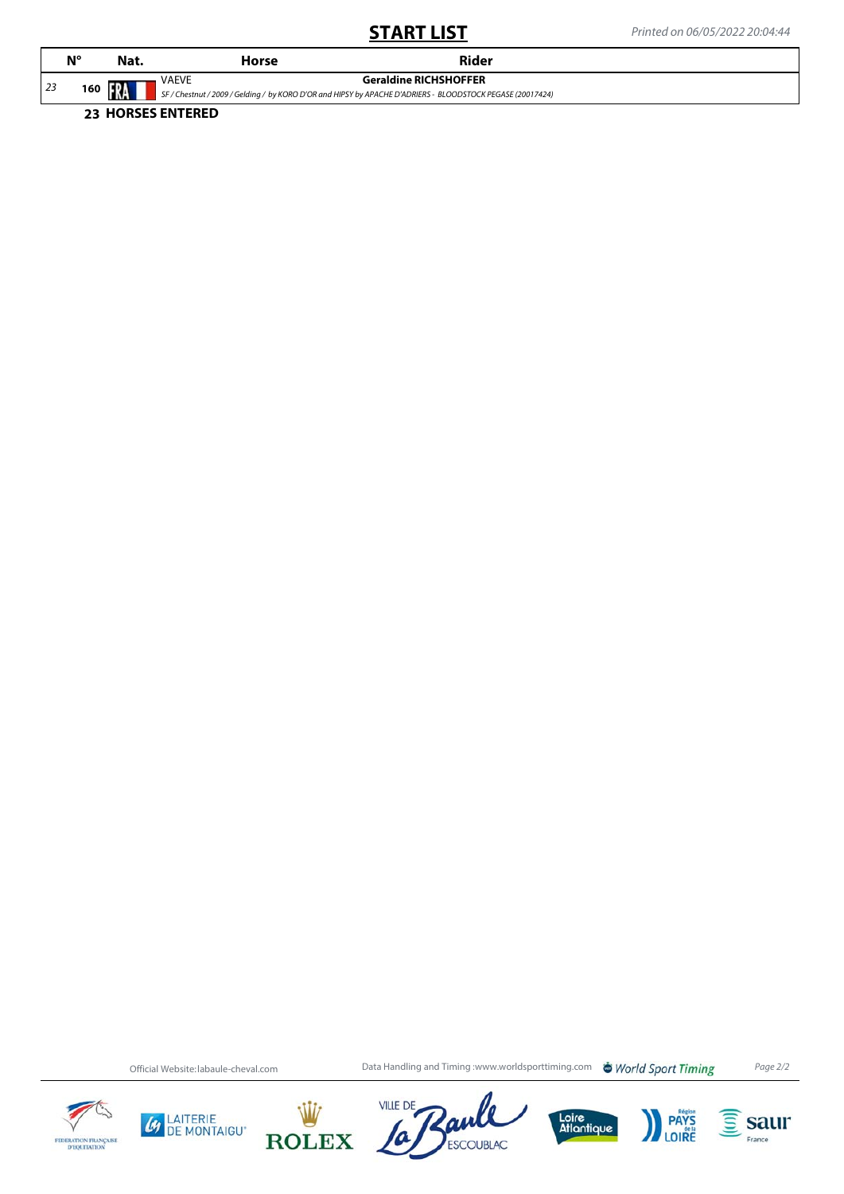## START LIST

Printed on 06/05/2022 20:04:44

| | N° | Nat. | Horse | Rider |
| --- | --- | --- | --- | --- |
| 23 | 160 | FRA | VAEVE<br>*SF / Chestnut / 2009 / Gelding / by KORO D'OR and HIPSY by APACHE D'ADRIERS - BLOODSTOCK PEGASE (20017424)* | **Geraldine RICHSHOFFER** |

**23 HORSES ENTERED**

Official Website: labaule-cheval.com

Data Handling and Timing : www.worldsporttiming.com World Sport Timing